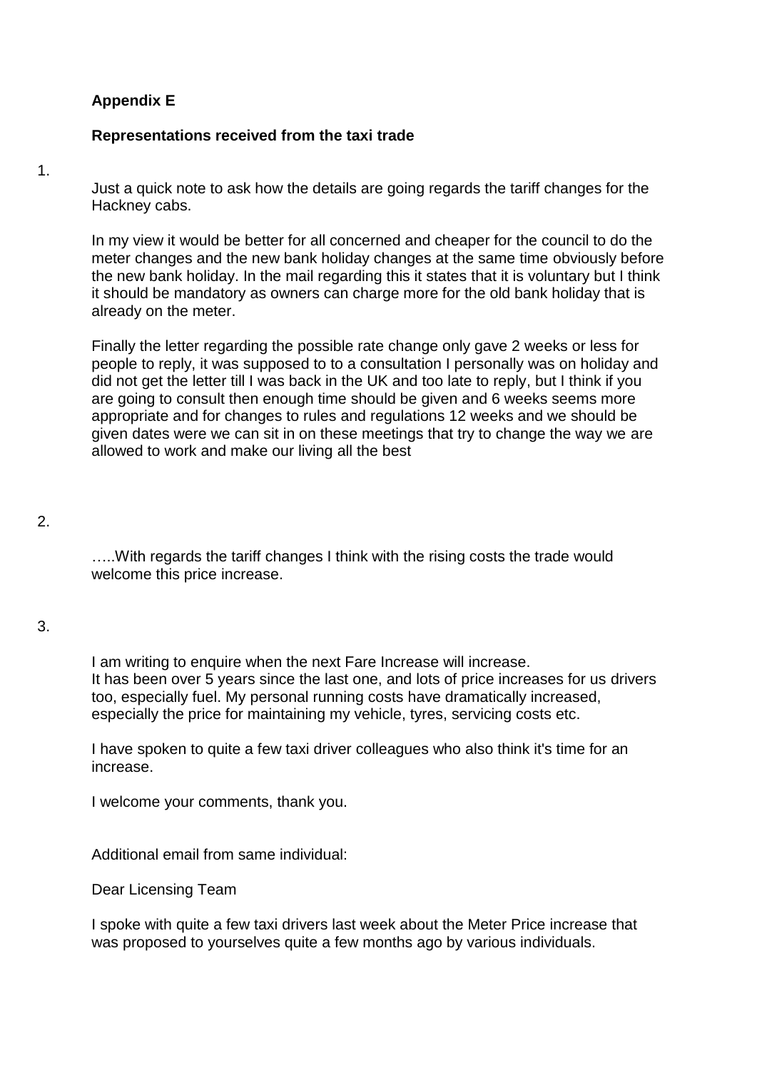**Appendix E**

**Representations received from the taxi trade**

1.

Just a quick note to ask how the details are going regards the tariff changes for the Hackney cabs.

In my view it would be better for all concerned and cheaper for the council to do the meter changes and the new bank holiday changes at the same time obviously before the new bank holiday. In the mail regarding this it states that it is voluntary but I think it should be mandatory as owners can charge more for the old bank holiday that is already on the meter.

Finally the letter regarding the possible rate change only gave 2 weeks or less for people to reply, it was supposed to to a consultation I personally was on holiday and did not get the letter till I was back in the UK and too late to reply, but I think if you are going to consult then enough time should be given and 6 weeks seems more appropriate and for changes to rules and regulations 12 weeks and we should be given dates were we can sit in on these meetings that try to change the way we are allowed to work and make our living all the best

2.

…..With regards the tariff changes I think with the rising costs the trade would welcome this price increase.

3.

I am writing to enquire when the next Fare Increase will increase.
It has been over 5 years since the last one, and lots of price increases for us drivers too, especially fuel. My personal running costs have dramatically increased, especially the price for maintaining my vehicle, tyres, servicing costs etc.

I have spoken to quite a few taxi driver colleagues who also think it's time for an increase.

I welcome your comments, thank you.

Additional email from same individual:

Dear Licensing Team

I spoke with quite a few taxi drivers last week about the Meter Price increase that was proposed to yourselves quite a few months ago by various individuals.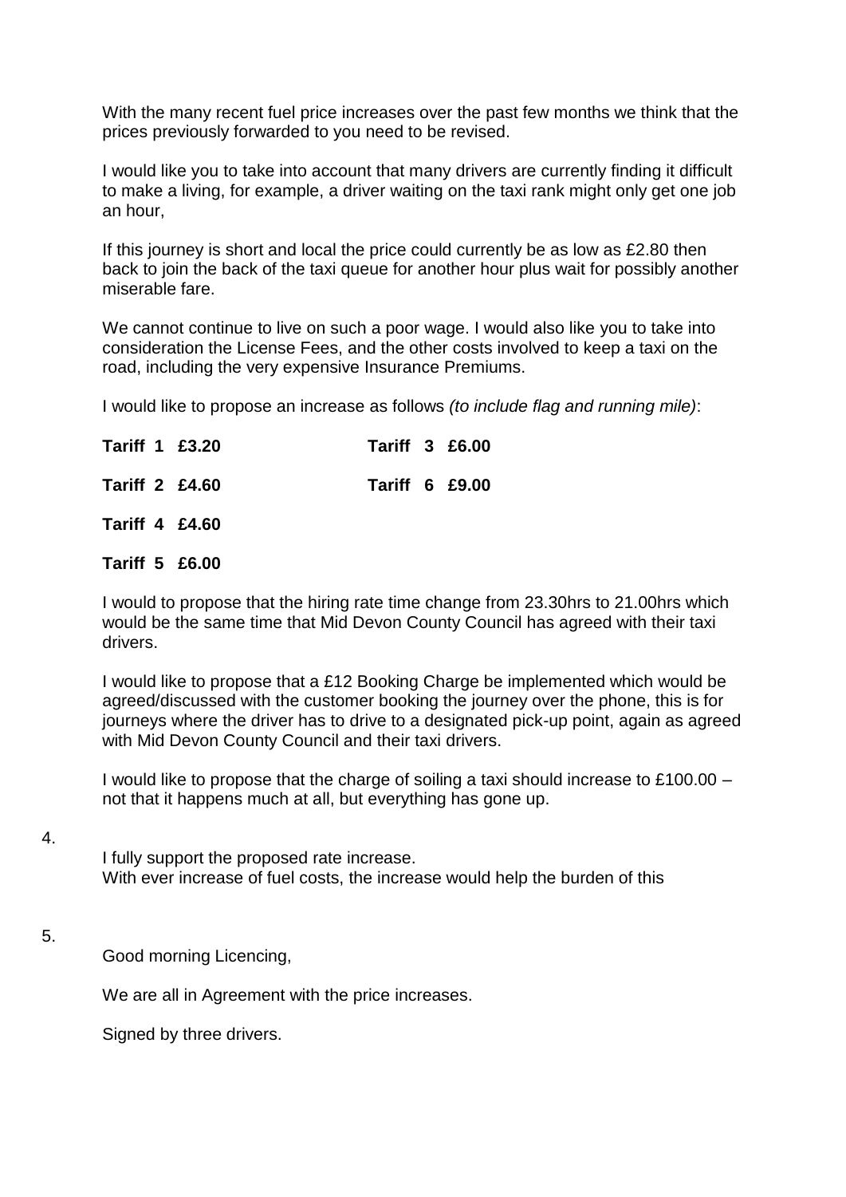With the many recent fuel price increases over the past few months we think that the prices previously forwarded to you need to be revised.

I would like you to take into account that many drivers are currently finding it difficult to make a living, for example, a driver waiting on the taxi rank might only get one job an hour,

If this journey is short and local the price could currently be as low as £2.80 then back to join the back of the taxi queue for another hour plus wait for possibly another miserable fare.

We cannot continue to live on such a poor wage. I would also like you to take into consideration the License Fees, and the other costs involved to keep a taxi on the road, including the very expensive Insurance Premiums.

I would like to propose an increase as follows *(to include flag and running mile)*:

**Tariff 1 £3.20** **Tariff 3 £6.00**

**Tariff 2 £4.60** **Tariff 6 £9.00**

**Tariff 4 £4.60**

**Tariff 5 £6.00**

I would to propose that the hiring rate time change from 23.30hrs to 21.00hrs which would be the same time that Mid Devon County Council has agreed with their taxi drivers.

I would like to propose that a £12 Booking Charge be implemented which would be agreed/discussed with the customer booking the journey over the phone, this is for journeys where the driver has to drive to a designated pick-up point, again as agreed with Mid Devon County Council and their taxi drivers.

I would like to propose that the charge of soiling a taxi should increase to £100.00 – not that it happens much at all, but everything has gone up.

4.

I fully support the proposed rate increase.
With ever increase of fuel costs, the increase would help the burden of this

5.

Good morning Licencing,

We are all in Agreement with the price increases.

Signed by three drivers.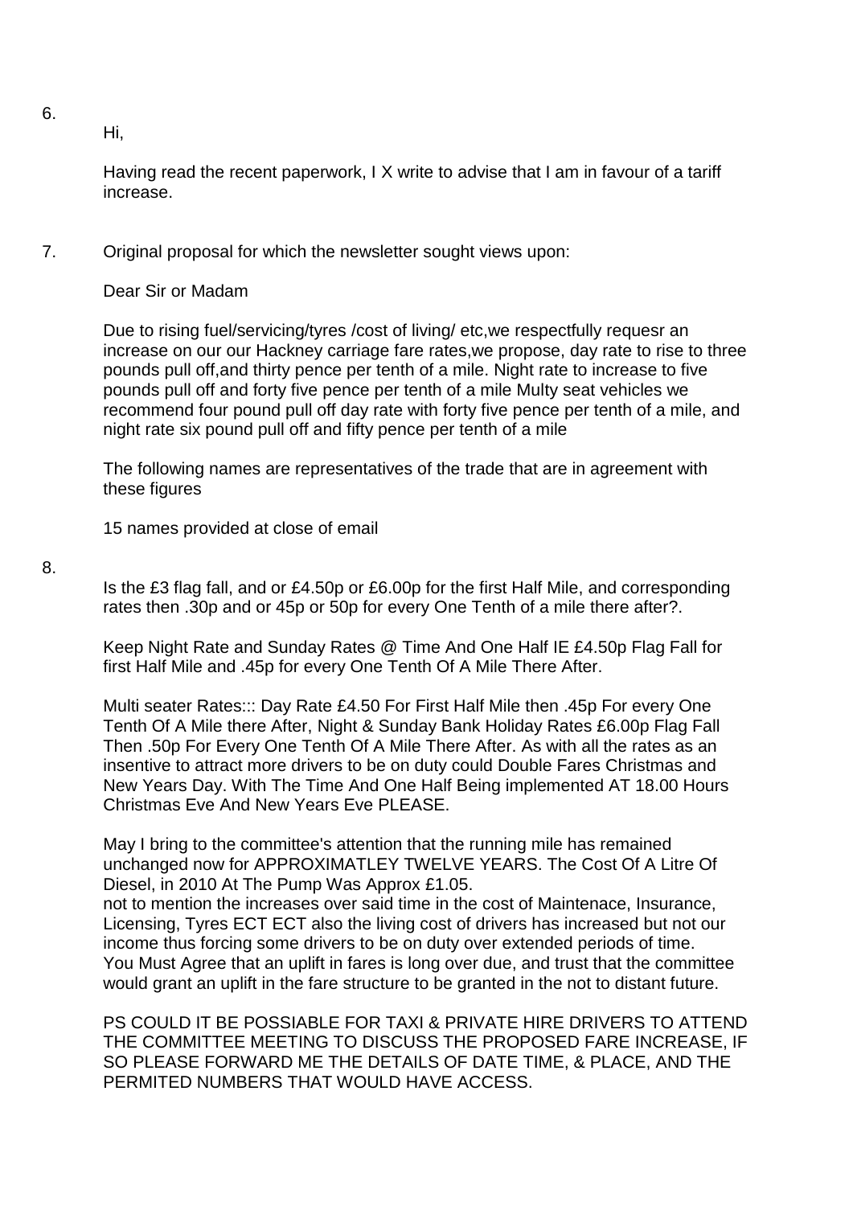6.

Hi,

Having read the recent paperwork, I X write to advise that I am in favour of a tariff increase.

7. Original proposal for which the newsletter sought views upon:

Dear Sir or Madam

Due to rising fuel/servicing/tyres /cost of living/ etc,we respectfully requesr an increase on our our Hackney carriage fare rates,we propose, day rate to rise to three pounds pull off,and thirty pence per tenth of a mile. Night rate to increase to five pounds pull off and forty five pence per tenth of a mile Multy seat vehicles we recommend four pound pull off day rate with forty five pence per tenth of a mile, and night rate six pound pull off and fifty pence per tenth of a mile

The following names are representatives of the trade that are in agreement with these figures

15 names provided at close of email

8.

Is the £3 flag fall, and or £4.50p or £6.00p for the first Half Mile, and corresponding rates then .30p and or 45p or 50p for every One Tenth of a mile there after?.

Keep Night Rate and Sunday Rates @ Time And One Half IE £4.50p Flag Fall for first Half Mile and .45p for every One Tenth Of A Mile There After.

Multi seater Rates::: Day Rate £4.50 For First Half Mile then .45p For every One Tenth Of A Mile there After, Night & Sunday Bank Holiday Rates £6.00p Flag Fall Then .50p For Every One Tenth Of A Mile There After. As with all the rates as an insentive to attract more drivers to be on duty could Double Fares Christmas and New Years Day. With The Time And One Half Being implemented AT 18.00 Hours Christmas Eve And New Years Eve PLEASE.

May I bring to the committee's attention that the running mile has remained unchanged now for APPROXIMATLEY TWELVE YEARS. The Cost Of A Litre Of Diesel, in 2010 At The Pump Was Approx £1.05.
not to mention the increases over said time in the cost of Maintenace, Insurance, Licensing, Tyres ECT ECT also the living cost of drivers has increased but not our income thus forcing some drivers to be on duty over extended periods of time.
You Must Agree that an uplift in fares is long over due, and trust that the committee would grant an uplift in the fare structure to be granted in the not to distant future.

PS COULD IT BE POSSIABLE FOR TAXI & PRIVATE HIRE DRIVERS TO ATTEND THE COMMITTEE MEETING TO DISCUSS THE PROPOSED FARE INCREASE, IF SO PLEASE FORWARD ME THE DETAILS OF DATE TIME, & PLACE, AND THE PERMITED NUMBERS THAT WOULD HAVE ACCESS.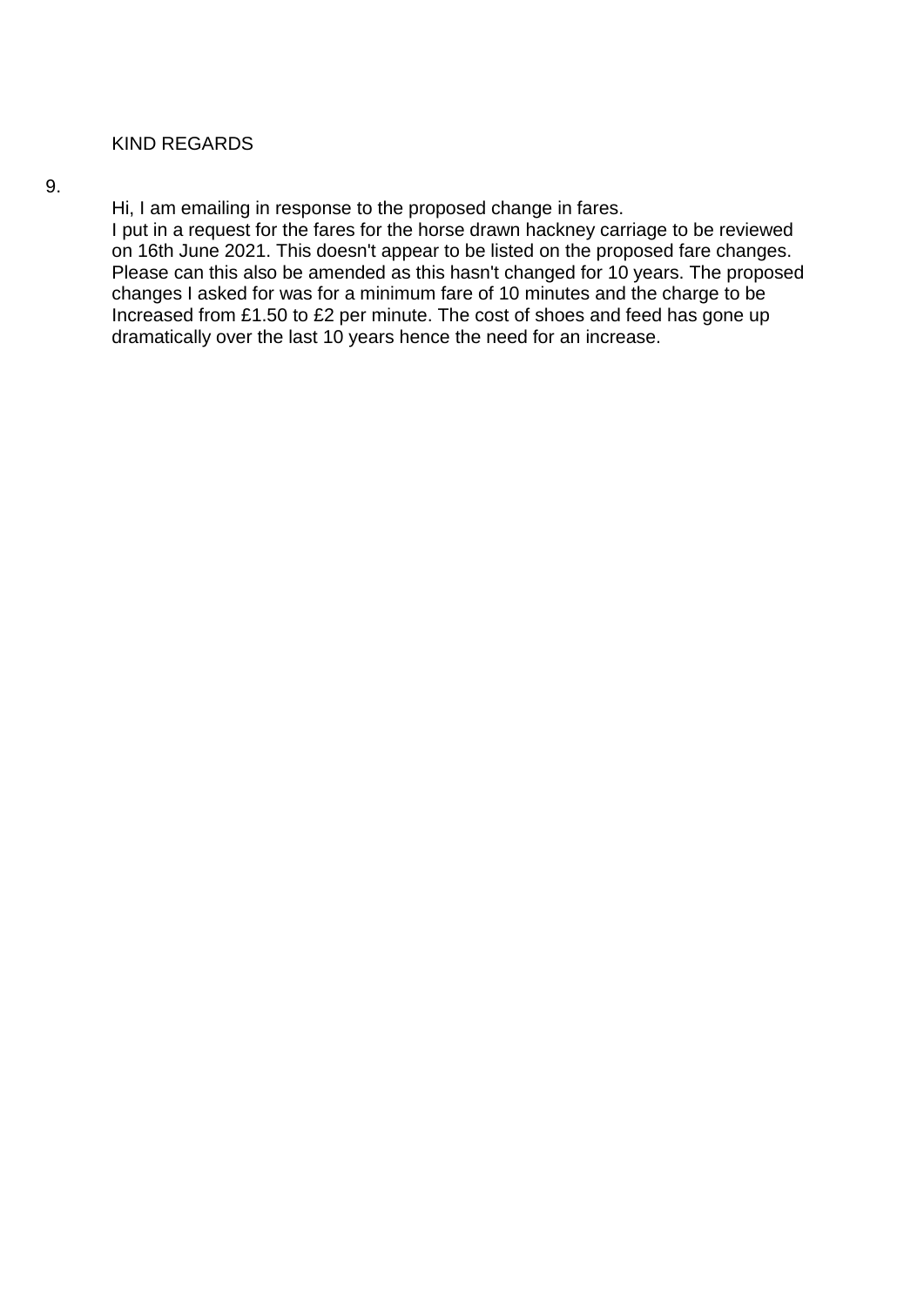KIND REGARDS

9.

Hi, I am emailing in response to the proposed change in fares.
I put in a request for the fares for the horse drawn hackney carriage to be reviewed on 16th June 2021. This doesn't appear to be listed on the proposed fare changes. Please can this also be amended as this hasn't changed for 10 years. The proposed changes I asked for was for a minimum fare of 10 minutes and the charge to be Increased from £1.50 to £2 per minute. The cost of shoes and feed has gone up dramatically over the last 10 years hence the need for an increase.